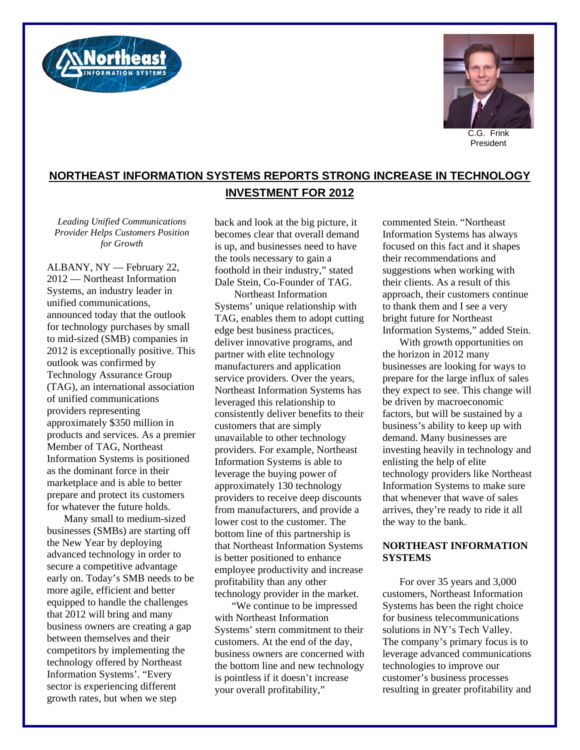C.G. Frink
President

# NORTHEAST INFORMATION SYSTEMS REPORTS STRONG INCREASE IN TECHNOLOGY INVESTMENT FOR 2012

*Leading Unified Communications Provider Helps Customers Position for Growth*

ALBANY, NY — February 22, 2012 — Northeast Information Systems, an industry leader in unified communications, announced today that the outlook for technology purchases by small to mid-sized (SMB) companies in 2012 is exceptionally positive. This outlook was confirmed by Technology Assurance Group (TAG), an international association of unified communications providers representing approximately $350 million in products and services. As a premier Member of TAG, Northeast Information Systems is positioned as the dominant force in their marketplace and is able to better prepare and protect its customers for whatever the future holds.

Many small to medium-sized businesses (SMBs) are starting off the New Year by deploying advanced technology in order to secure a competitive advantage early on. Today's SMB needs to be more agile, efficient and better equipped to handle the challenges that 2012 will bring and many business owners are creating a gap between themselves and their competitors by implementing the technology offered by Northeast Information Systems'. "Every sector is experiencing different growth rates, but when we step back and look at the big picture, it becomes clear that overall demand is up, and businesses need to have the tools necessary to gain a foothold in their industry," stated Dale Stein, Co-Founder of TAG.

Northeast Information Systems' unique relationship with TAG, enables them to adopt cutting edge best business practices, deliver innovative programs, and partner with elite technology manufacturers and application service providers. Over the years, Northeast Information Systems has leveraged this relationship to consistently deliver benefits to their customers that are simply unavailable to other technology providers. For example, Northeast Information Systems is able to leverage the buying power of approximately 130 technology providers to receive deep discounts from manufacturers, and provide a lower cost to the customer. The bottom line of this partnership is that Northeast Information Systems is better positioned to enhance employee productivity and increase profitability than any other technology provider in the market.

"We continue to be impressed with Northeast Information Systems' stern commitment to their customers. At the end of the day, business owners are concerned with the bottom line and new technology is pointless if it doesn't increase your overall profitability," commented Stein. "Northeast Information Systems has always focused on this fact and it shapes their recommendations and suggestions when working with their clients. As a result of this approach, their customers continue to thank them and I see a very bright future for Northeast Information Systems," added Stein.

With growth opportunities on the horizon in 2012 many businesses are looking for ways to prepare for the large influx of sales they expect to see. This change will be driven by macroeconomic factors, but will be sustained by a business's ability to keep up with demand. Many businesses are investing heavily in technology and enlisting the help of elite technology providers like Northeast Information Systems to make sure that whenever that wave of sales arrives, they're ready to ride it all the way to the bank.

## NORTHEAST INFORMATION SYSTEMS

For over 35 years and 3,000 customers, Northeast Information Systems has been the right choice for business telecommunications solutions in NY's Tech Valley. The company's primary focus is to leverage advanced communications technologies to improve our customer's business processes resulting in greater profitability and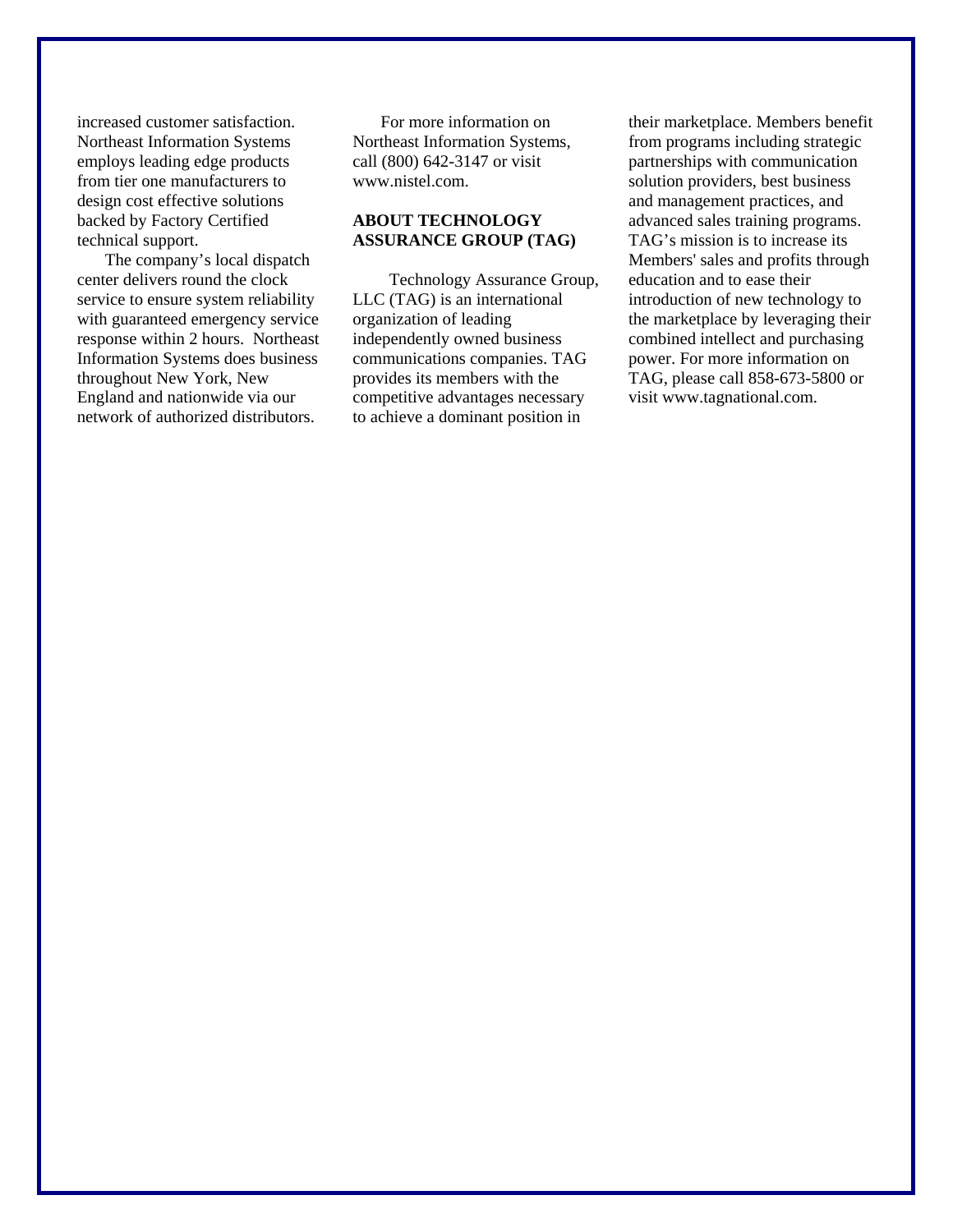increased customer satisfaction. Northeast Information Systems employs leading edge products from tier one manufacturers to design cost effective solutions backed by Factory Certified technical support.

The company's local dispatch center delivers round the clock service to ensure system reliability with guaranteed emergency service response within 2 hours. Northeast Information Systems does business throughout New York, New England and nationwide via our network of authorized distributors.

For more information on Northeast Information Systems, call (800) 642-3147 or visit www.nistel.com.

**ABOUT TECHNOLOGY ASSURANCE GROUP (TAG)**

Technology Assurance Group, LLC (TAG) is an international organization of leading independently owned business communications companies. TAG provides its members with the competitive advantages necessary to achieve a dominant position in their marketplace. Members benefit from programs including strategic partnerships with communication solution providers, best business and management practices, and advanced sales training programs. TAG's mission is to increase its Members' sales and profits through education and to ease their introduction of new technology to the marketplace by leveraging their combined intellect and purchasing power. For more information on TAG, please call 858-673-5800 or visit www.tagnational.com.